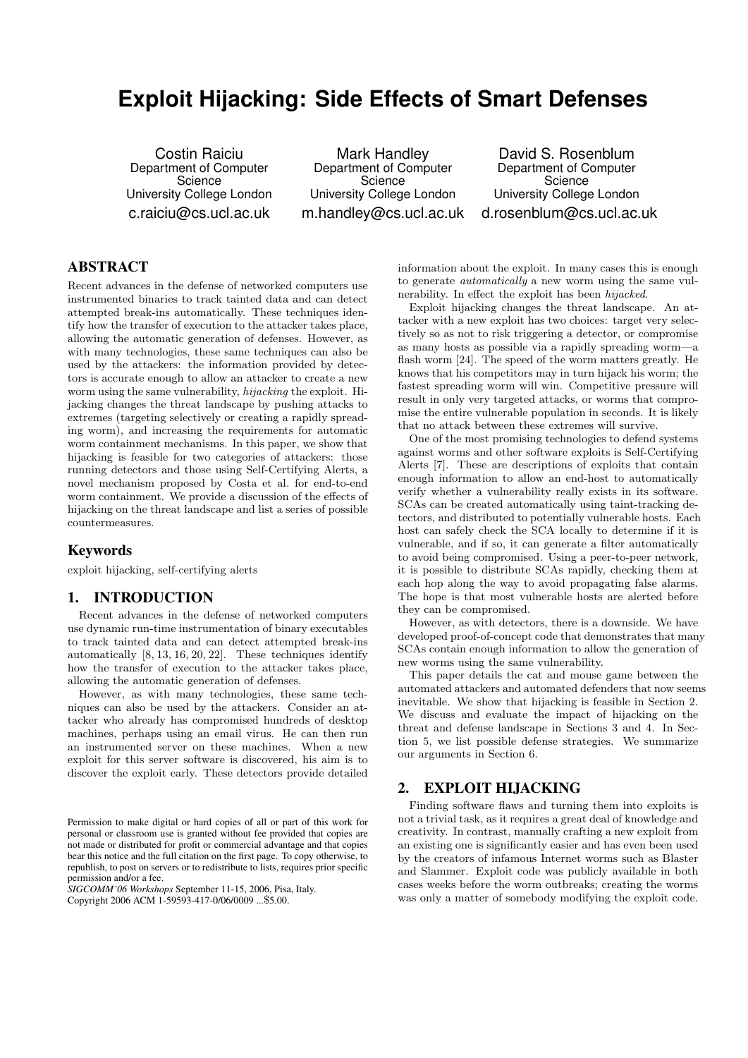# Exploit Hijacking: Side Effects of Smart Defenses

Costin Raiciu
Department of Computer Science
University College London
c.raiciu@cs.ucl.ac.uk

Mark Handley
Department of Computer Science
University College London
m.handley@cs.ucl.ac.uk

David S. Rosenblum
Department of Computer Science
University College London
d.rosenblum@cs.ucl.ac.uk

## ABSTRACT

Recent advances in the defense of networked computers use instrumented binaries to track tainted data and can detect attempted break-ins automatically. These techniques identify how the transfer of execution to the attacker takes place, allowing the automatic generation of defenses. However, as with many technologies, these same techniques can also be used by the attackers: the information provided by detectors is accurate enough to allow an attacker to create a new worm using the same vulnerability, *hijacking* the exploit. Hijacking changes the threat landscape by pushing attacks to extremes (targeting selectively or creating a rapidly spreading worm), and increasing the requirements for automatic worm containment mechanisms. In this paper, we show that hijacking is feasible for two categories of attackers: those running detectors and those using Self-Certifying Alerts, a novel mechanism proposed by Costa et al. for end-to-end worm containment. We provide a discussion of the effects of hijacking on the threat landscape and list a series of possible countermeasures.

## Keywords

exploit hijacking, self-certifying alerts

## 1. INTRODUCTION

Recent advances in the defense of networked computers use dynamic run-time instrumentation of binary executables to track tainted data and can detect attempted break-ins automatically [8, 13, 16, 20, 22]. These techniques identify how the transfer of execution to the attacker takes place, allowing the automatic generation of defenses.

However, as with many technologies, these same techniques can also be used by the attackers. Consider an attacker who already has compromised hundreds of desktop machines, perhaps using an email virus. He can then run an instrumented server on these machines. When a new exploit for this server software is discovered, his aim is to discover the exploit early. These detectors provide detailed information about the exploit. In many cases this is enough to generate *automatically* a new worm using the same vulnerability. In effect the exploit has been *hijacked*.

Exploit hijacking changes the threat landscape. An attacker with a new exploit has two choices: target very selectively so as not to risk triggering a detector, or compromise as many hosts as possible via a rapidly spreading worm—a flash worm [24]. The speed of the worm matters greatly. He knows that his competitors may in turn hijack his worm; the fastest spreading worm will win. Competitive pressure will result in only very targeted attacks, or worms that compromise the entire vulnerable population in seconds. It is likely that no attack between these extremes will survive.

One of the most promising technologies to defend systems against worms and other software exploits is Self-Certifying Alerts [7]. These are descriptions of exploits that contain enough information to allow an end-host to automatically verify whether a vulnerability really exists in its software. SCAs can be created automatically using taint-tracking detectors, and distributed to potentially vulnerable hosts. Each host can safely check the SCA locally to determine if it is vulnerable, and if so, it can generate a filter automatically to avoid being compromised. Using a peer-to-peer network, it is possible to distribute SCAs rapidly, checking them at each hop along the way to avoid propagating false alarms. The hope is that most vulnerable hosts are alerted before they can be compromised.

However, as with detectors, there is a downside. We have developed proof-of-concept code that demonstrates that many SCAs contain enough information to allow the generation of new worms using the same vulnerability.

This paper details the cat and mouse game between the automated attackers and automated defenders that now seems inevitable. We show that hijacking is feasible in Section 2. We discuss and evaluate the impact of hijacking on the threat and defense landscape in Sections 3 and 4. In Section 5, we list possible defense strategies. We summarize our arguments in Section 6.

## 2. EXPLOIT HIJACKING

Finding software flaws and turning them into exploits is not a trivial task, as it requires a great deal of knowledge and creativity. In contrast, manually crafting a new exploit from an existing one is significantly easier and has even been used by the creators of infamous Internet worms such as Blaster and Slammer. Exploit code was publicly available in both cases weeks before the worm outbreaks; creating the worms was only a matter of somebody modifying the exploit code.

Permission to make digital or hard copies of all or part of this work for personal or classroom use is granted without fee provided that copies are not made or distributed for profit or commercial advantage and that copies bear this notice and the full citation on the first page. To copy otherwise, to republish, to post on servers or to redistribute to lists, requires prior specific permission and/or a fee.
*SIGCOMM'06 Workshops* September 11-15, 2006, Pisa, Italy.
Copyright 2006 ACM 1-59593-417-0/06/0009 ...$5.00.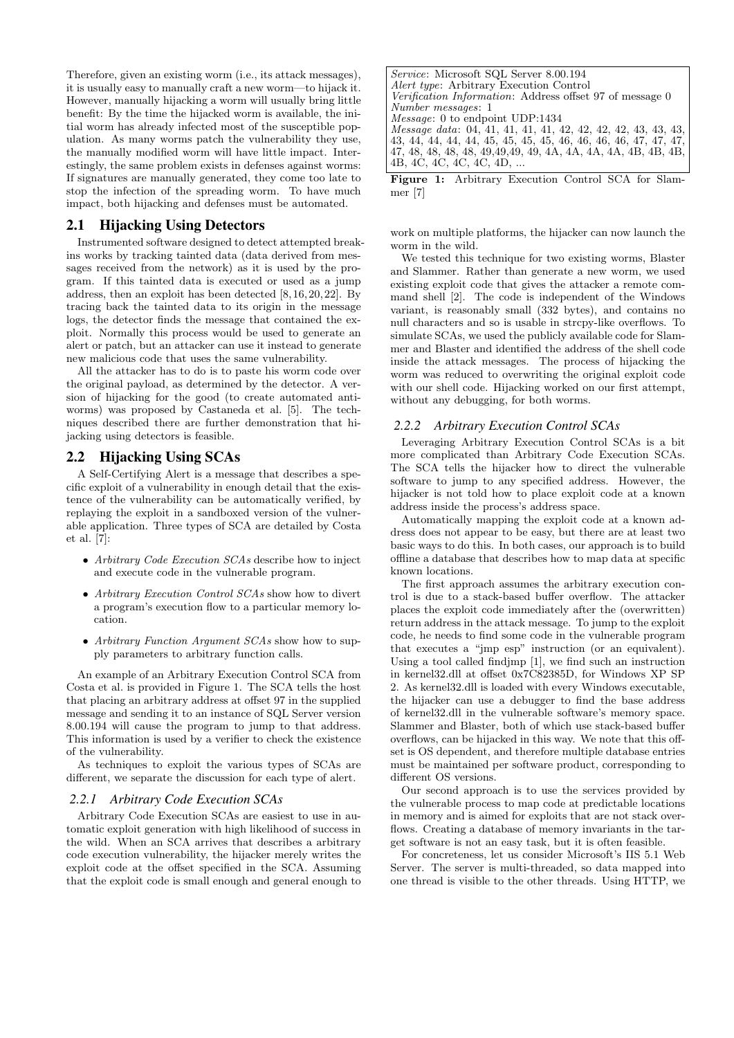Therefore, given an existing worm (i.e., its attack messages), it is usually easy to manually craft a new worm—to hijack it. However, manually hijacking a worm will usually bring little benefit: By the time the hijacked worm is available, the initial worm has already infected most of the susceptible population. As many worms patch the vulnerability they use, the manually modified worm will have little impact. Interestingly, the same problem exists in defenses against worms: If signatures are manually generated, they come too late to stop the infection of the spreading worm. To have much impact, both hijacking and defenses must be automated.

## 2.1 Hijacking Using Detectors

Instrumented software designed to detect attempted breakins works by tracking tainted data (data derived from messages received from the network) as it is used by the program. If this tainted data is executed or used as a jump address, then an exploit has been detected [8, 16, 20, 22]. By tracing back the tainted data to its origin in the message logs, the detector finds the message that contained the exploit. Normally this process would be used to generate an alert or patch, but an attacker can use it instead to generate new malicious code that uses the same vulnerability.

All the attacker has to do is to paste his worm code over the original payload, as determined by the detector. A version of hijacking for the good (to create automated antiworms) was proposed by Castaneda et al. [5]. The techniques described there are further demonstration that hijacking using detectors is feasible.

## 2.2 Hijacking Using SCAs

A Self-Certifying Alert is a message that describes a specific exploit of a vulnerability in enough detail that the existence of the vulnerability can be automatically verified, by replaying the exploit in a sandboxed version of the vulnerable application. Three types of SCA are detailed by Costa et al. [7]:

- *Arbitrary Code Execution SCAs* describe how to inject and execute code in the vulnerable program.
- *Arbitrary Execution Control SCAs* show how to divert a program's execution flow to a particular memory location.
- *Arbitrary Function Argument SCAs* show how to supply parameters to arbitrary function calls.

An example of an Arbitrary Execution Control SCA from Costa et al. is provided in Figure 1. The SCA tells the host that placing an arbitrary address at offset 97 in the supplied message and sending it to an instance of SQL Server version 8.00.194 will cause the program to jump to that address. This information is used by a verifier to check the existence of the vulnerability.

As techniques to exploit the various types of SCAs are different, we separate the discussion for each type of alert.

### 2.2.1 Arbitrary Code Execution SCAs

Arbitrary Code Execution SCAs are easiest to use in automatic exploit generation with high likelihood of success in the wild. When an SCA arrives that describes a arbitrary code execution vulnerability, the hijacker merely writes the exploit code at the offset specified in the SCA. Assuming that the exploit code is small enough and general enough to work on multiple platforms, the hijacker can now launch the worm in the wild.

*Service*: Microsoft SQL Server 8.00.194
*Alert type*: Arbitrary Execution Control
*Verification Information*: Address offset 97 of message 0
*Number messages*: 1
*Message*: 0 to endpoint UDP:1434
*Message data*: 04, 41, 41, 41, 41, 42, 42, 42, 42, 43, 43, 43, 44, 44, 44, 44, 45, 45, 45, 45, 46, 46, 46, 46, 47, 47, 47, 47, 48, 48, 48, 48, 49,49,49, 49, 4A, 4A, 4A, 4A, 4B, 4B, 4B, 4B, 4C, 4C, 4C, 4C, 4D, ...

**Figure 1:** Arbitrary Execution Control SCA for Slammer [7]

We tested this technique for two existing worms, Blaster and Slammer. Rather than generate a new worm, we used existing exploit code that gives the attacker a remote command shell [2]. The code is independent of the Windows variant, is reasonably small (332 bytes), and contains no null characters and so is usable in strcpy-like overflows. To simulate SCAs, we used the publicly available code for Slammer and Blaster and identified the address of the shell code inside the attack messages. The process of hijacking the worm was reduced to overwriting the original exploit code with our shell code. Hijacking worked on our first attempt, without any debugging, for both worms.

### 2.2.2 Arbitrary Execution Control SCAs

Leveraging Arbitrary Execution Control SCAs is a bit more complicated than Arbitrary Code Execution SCAs. The SCA tells the hijacker how to direct the vulnerable software to jump to any specified address. However, the hijacker is not told how to place exploit code at a known address inside the process's address space.

Automatically mapping the exploit code at a known address does not appear to be easy, but there are at least two basic ways to do this. In both cases, our approach is to build offline a database that describes how to map data at specific known locations.

The first approach assumes the arbitrary execution control is due to a stack-based buffer overflow. The attacker places the exploit code immediately after the (overwritten) return address in the attack message. To jump to the exploit code, he needs to find some code in the vulnerable program that executes a "jmp esp" instruction (or an equivalent). Using a tool called findjmp [1], we find such an instruction in kernel32.dll at offset 0x7C82385D, for Windows XP SP 2. As kernel32.dll is loaded with every Windows executable, the hijacker can use a debugger to find the base address of kernel32.dll in the vulnerable software's memory space. Slammer and Blaster, both of which use stack-based buffer overflows, can be hijacked in this way. We note that this offset is OS dependent, and therefore multiple database entries must be maintained per software product, corresponding to different OS versions.

Our second approach is to use the services provided by the vulnerable process to map code at predictable locations in memory and is aimed for exploits that are not stack overflows. Creating a database of memory invariants in the target software is not an easy task, but it is often feasible.

For concreteness, let us consider Microsoft's IIS 5.1 Web Server. The server is multi-threaded, so data mapped into one thread is visible to the other threads. Using HTTP, we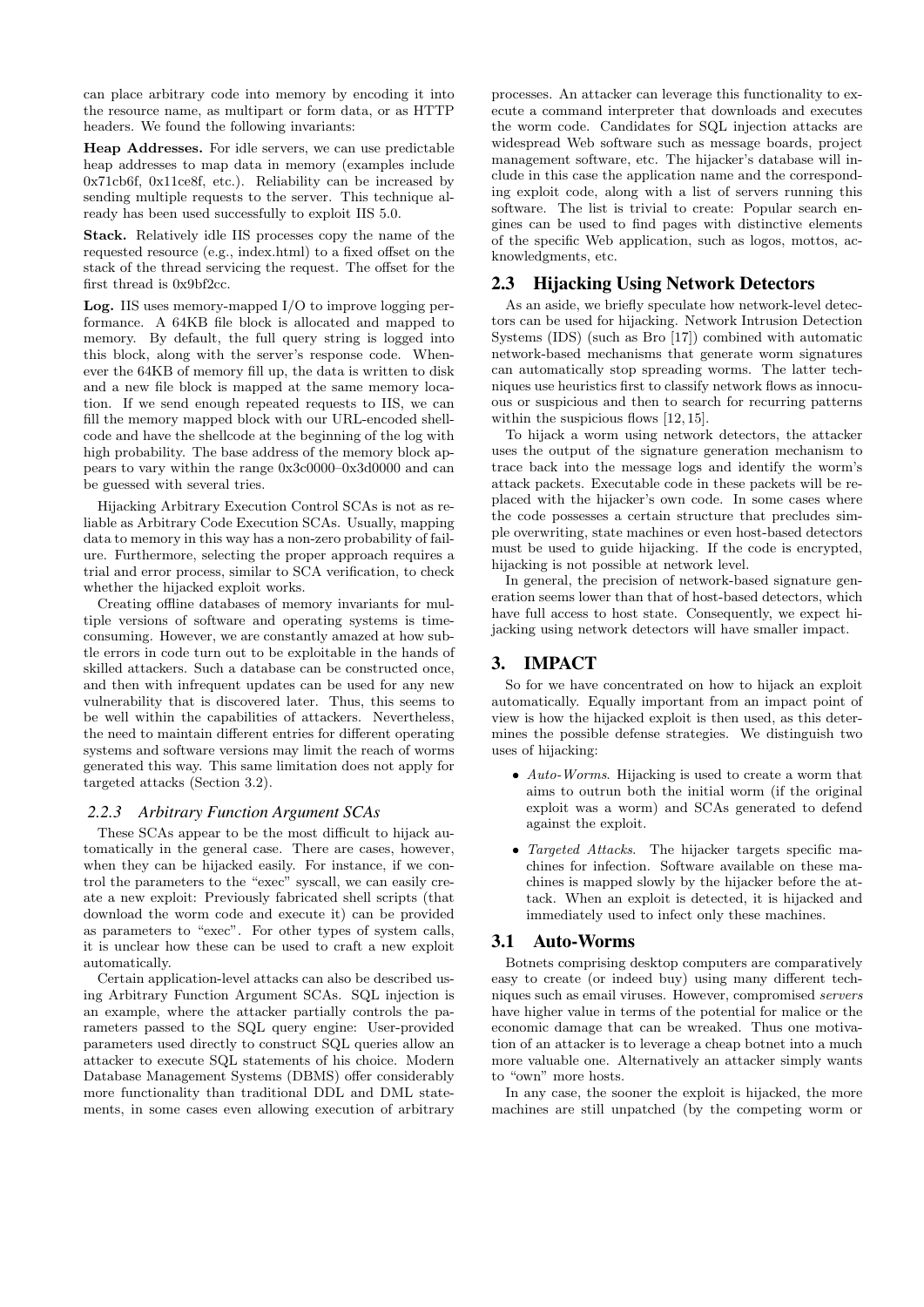can place arbitrary code into memory by encoding it into the resource name, as multipart or form data, or as HTTP headers. We found the following invariants:

**Heap Addresses.** For idle servers, we can use predictable heap addresses to map data in memory (examples include 0x71cb6f, 0x11ce8f, etc.). Reliability can be increased by sending multiple requests to the server. This technique already has been used successfully to exploit IIS 5.0.

**Stack.** Relatively idle IIS processes copy the name of the requested resource (e.g., index.html) to a fixed offset on the stack of the thread servicing the request. The offset for the first thread is 0x9bf2cc.

**Log.** IIS uses memory-mapped I/O to improve logging performance. A 64KB file block is allocated and mapped to memory. By default, the full query string is logged into this block, along with the server's response code. Whenever the 64KB of memory fill up, the data is written to disk and a new file block is mapped at the same memory location. If we send enough repeated requests to IIS, we can fill the memory mapped block with our URL-encoded shellcode and have the shellcode at the beginning of the log with high probability. The base address of the memory block appears to vary within the range 0x3c0000–0x3d0000 and can be guessed with several tries.

Hijacking Arbitrary Execution Control SCAs is not as reliable as Arbitrary Code Execution SCAs. Usually, mapping data to memory in this way has a non-zero probability of failure. Furthermore, selecting the proper approach requires a trial and error process, similar to SCA verification, to check whether the hijacked exploit works.

Creating offline databases of memory invariants for multiple versions of software and operating systems is time-consuming. However, we are constantly amazed at how subtle errors in code turn out to be exploitable in the hands of skilled attackers. Such a database can be constructed once, and then with infrequent updates can be used for any new vulnerability that is discovered later. Thus, this seems to be well within the capabilities of attackers. Nevertheless, the need to maintain different entries for different operating systems and software versions may limit the reach of worms generated this way. This same limitation does not apply for targeted attacks (Section 3.2).

### 2.2.3 Arbitrary Function Argument SCAs

These SCAs appear to be the most difficult to hijack automatically in the general case. There are cases, however, when they can be hijacked easily. For instance, if we control the parameters to the "exec" syscall, we can easily create a new exploit: Previously fabricated shell scripts (that download the worm code and execute it) can be provided as parameters to "exec". For other types of system calls, it is unclear how these can be used to craft a new exploit automatically.

Certain application-level attacks can also be described using Arbitrary Function Argument SCAs. SQL injection is an example, where the attacker partially controls the parameters passed to the SQL query engine: User-provided parameters used directly to construct SQL queries allow an attacker to execute SQL statements of his choice. Modern Database Management Systems (DBMS) offer considerably more functionality than traditional DDL and DML statements, in some cases even allowing execution of arbitrary processes. An attacker can leverage this functionality to execute a command interpreter that downloads and executes the worm code. Candidates for SQL injection attacks are widespread Web software such as message boards, project management software, etc. The hijacker's database will include in this case the application name and the corresponding exploit code, along with a list of servers running this software. The list is trivial to create: Popular search engines can be used to find pages with distinctive elements of the specific Web application, such as logos, mottos, acknowledgments, etc.

## 2.3 Hijacking Using Network Detectors

As an aside, we briefly speculate how network-level detectors can be used for hijacking. Network Intrusion Detection Systems (IDS) (such as Bro [17]) combined with automatic network-based mechanisms that generate worm signatures can automatically stop spreading worms. The latter techniques use heuristics first to classify network flows as innocuous or suspicious and then to search for recurring patterns within the suspicious flows [12, 15].

To hijack a worm using network detectors, the attacker uses the output of the signature generation mechanism to trace back into the message logs and identify the worm's attack packets. Executable code in these packets will be replaced with the hijacker's own code. In some cases where the code possesses a certain structure that precludes simple overwriting, state machines or even host-based detectors must be used to guide hijacking. If the code is encrypted, hijacking is not possible at network level.

In general, the precision of network-based signature generation seems lower than that of host-based detectors, which have full access to host state. Consequently, we expect hijacking using network detectors will have smaller impact.

# 3. IMPACT

So for we have concentrated on how to hijack an exploit automatically. Equally important from an impact point of view is how the hijacked exploit is then used, as this determines the possible defense strategies. We distinguish two uses of hijacking:

- *Auto-Worms*. Hijacking is used to create a worm that aims to outrun both the initial worm (if the original exploit was a worm) and SCAs generated to defend against the exploit.
- *Targeted Attacks*. The hijacker targets specific machines for infection. Software available on these machines is mapped slowly by the hijacker before the attack. When an exploit is detected, it is hijacked and immediately used to infect only these machines.

## 3.1 Auto-Worms

Botnets comprising desktop computers are comparatively easy to create (or indeed buy) using many different techniques such as email viruses. However, compromised *servers* have higher value in terms of the potential for malice or the economic damage that can be wreaked. Thus one motivation of an attacker is to leverage a cheap botnet into a much more valuable one. Alternatively an attacker simply wants to "own" more hosts.

In any case, the sooner the exploit is hijacked, the more machines are still unpatched (by the competing worm or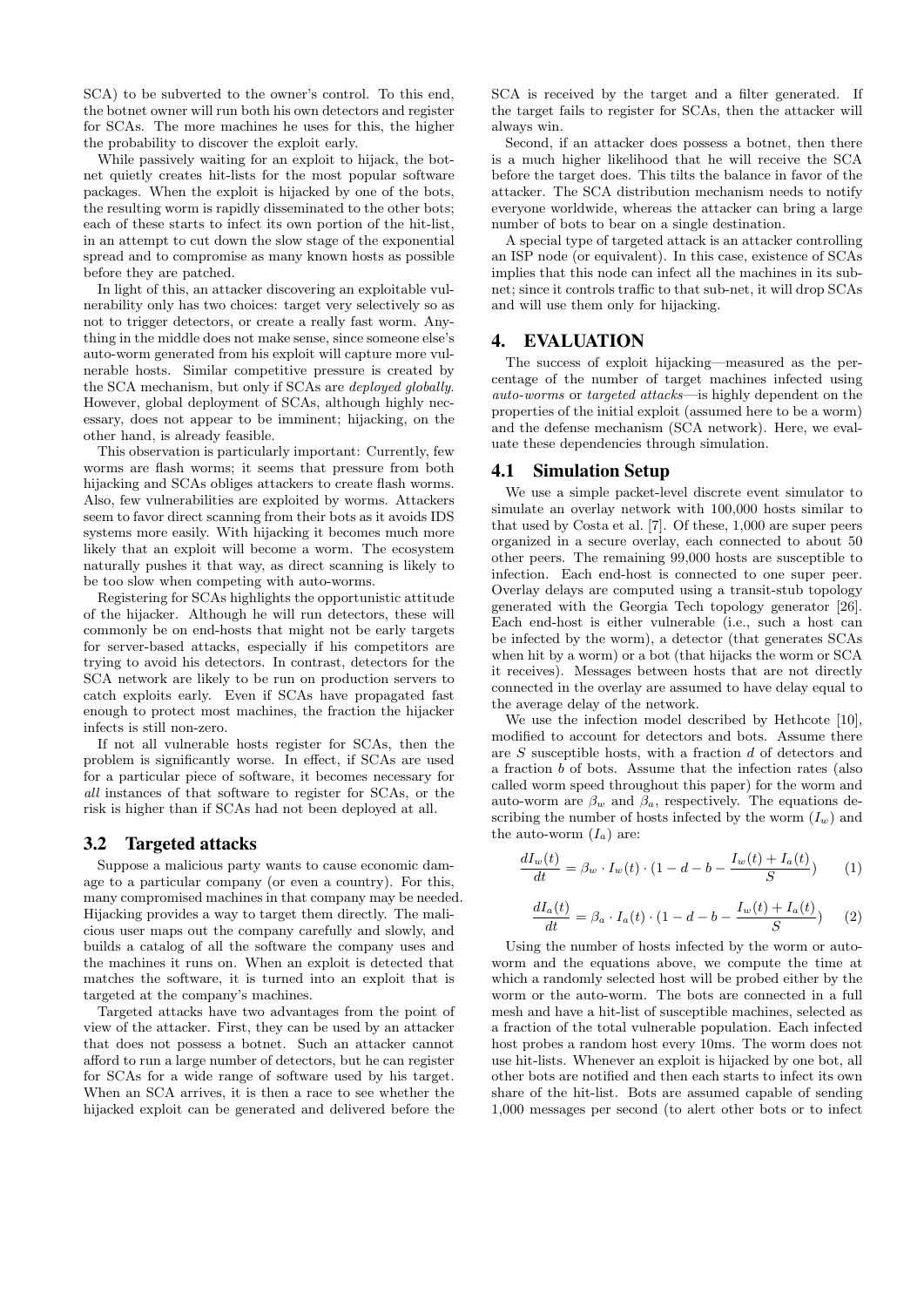SCA) to be subverted to the owner's control. To this end, the botnet owner will run both his own detectors and register for SCAs. The more machines he uses for this, the higher the probability to discover the exploit early.

While passively waiting for an exploit to hijack, the botnet quietly creates hit-lists for the most popular software packages. When the exploit is hijacked by one of the bots, the resulting worm is rapidly disseminated to the other bots; each of these starts to infect its own portion of the hit-list, in an attempt to cut down the slow stage of the exponential spread and to compromise as many known hosts as possible before they are patched.

In light of this, an attacker discovering an exploitable vulnerability only has two choices: target very selectively so as not to trigger detectors, or create a really fast worm. Anything in the middle does not make sense, since someone else's auto-worm generated from his exploit will capture more vulnerable hosts. Similar competitive pressure is created by the SCA mechanism, but only if SCAs are *deployed globally*. However, global deployment of SCAs, although highly necessary, does not appear to be imminent; hijacking, on the other hand, is already feasible.

This observation is particularly important: Currently, few worms are flash worms; it seems that pressure from both hijacking and SCAs obliges attackers to create flash worms. Also, few vulnerabilities are exploited by worms. Attackers seem to favor direct scanning from their bots as it avoids IDS systems more easily. With hijacking it becomes much more likely that an exploit will become a worm. The ecosystem naturally pushes it that way, as direct scanning is likely to be too slow when competing with auto-worms.

Registering for SCAs highlights the opportunistic attitude of the hijacker. Although he will run detectors, these will commonly be on end-hosts that might not be early targets for server-based attacks, especially if his competitors are trying to avoid his detectors. In contrast, detectors for the SCA network are likely to be run on production servers to catch exploits early. Even if SCAs have propagated fast enough to protect most machines, the fraction the hijacker infects is still non-zero.

If not all vulnerable hosts register for SCAs, then the problem is significantly worse. In effect, if SCAs are used for a particular piece of software, it becomes necessary for *all* instances of that software to register for SCAs, or the risk is higher than if SCAs had not been deployed at all.

### 3.2 Targeted attacks

Suppose a malicious party wants to cause economic damage to a particular company (or even a country). For this, many compromised machines in that company may be needed. Hijacking provides a way to target them directly. The malicious user maps out the company carefully and slowly, and builds a catalog of all the software the company uses and the machines it runs on. When an exploit is detected that matches the software, it is turned into an exploit that is targeted at the company's machines.

Targeted attacks have two advantages from the point of view of the attacker. First, they can be used by an attacker that does not possess a botnet. Such an attacker cannot afford to run a large number of detectors, but he can register for SCAs for a wide range of software used by his target. When an SCA arrives, it is then a race to see whether the hijacked exploit can be generated and delivered before the SCA is received by the target and a filter generated. If the target fails to register for SCAs, then the attacker will always win.

Second, if an attacker does possess a botnet, then there is a much higher likelihood that he will receive the SCA before the target does. This tilts the balance in favor of the attacker. The SCA distribution mechanism needs to notify everyone worldwide, whereas the attacker can bring a large number of bots to bear on a single destination.

A special type of targeted attack is an attacker controlling an ISP node (or equivalent). In this case, existence of SCAs implies that this node can infect all the machines in its subnet; since it controls traffic to that sub-net, it will drop SCAs and will use them only for hijacking.

## 4. EVALUATION

The success of exploit hijacking—measured as the percentage of the number of target machines infected using *auto-worms* or *targeted attacks*—is highly dependent on the properties of the initial exploit (assumed here to be a worm) and the defense mechanism (SCA network). Here, we evaluate these dependencies through simulation.

### 4.1 Simulation Setup

We use a simple packet-level discrete event simulator to simulate an overlay network with 100,000 hosts similar to that used by Costa et al. [7]. Of these, 1,000 are super peers organized in a secure overlay, each connected to about 50 other peers. The remaining 99,000 hosts are susceptible to infection. Each end-host is connected to one super peer. Overlay delays are computed using a transit-stub topology generated with the Georgia Tech topology generator [26]. Each end-host is either vulnerable (i.e., such a host can be infected by the worm), a detector (that generates SCAs when hit by a worm) or a bot (that hijacks the worm or SCA it receives). Messages between hosts that are not directly connected in the overlay are assumed to have delay equal to the average delay of the network.

We use the infection model described by Hethcote [10], modified to account for detectors and bots. Assume there are $S$ susceptible hosts, with a fraction $d$ of detectors and a fraction $b$ of bots. Assume that the infection rates (also called worm speed throughout this paper) for the worm and auto-worm are $\beta_w$ and $\beta_a$, respectively. The equations describing the number of hosts infected by the worm ($I_w$) and the auto-worm ($I_a$) are:

$$\frac{dI_w(t)}{dt} = \beta_w \cdot I_w(t) \cdot (1 - d - b - \frac{I_w(t) + I_a(t)}{S}) \qquad (1)$$

$$\frac{dI_a(t)}{dt} = \beta_a \cdot I_a(t) \cdot (1 - d - b - \frac{I_w(t) + I_a(t)}{S}) \qquad (2)$$

Using the number of hosts infected by the worm or auto-worm and the equations above, we compute the time at which a randomly selected host will be probed either by the worm or the auto-worm. The bots are connected in a full mesh and have a hit-list of susceptible machines, selected as a fraction of the total vulnerable population. Each infected host probes a random host every 10ms. The worm does not use hit-lists. Whenever an exploit is hijacked by one bot, all other bots are notified and then each starts to infect its own share of the hit-list. Bots are assumed capable of sending 1,000 messages per second (to alert other bots or to infect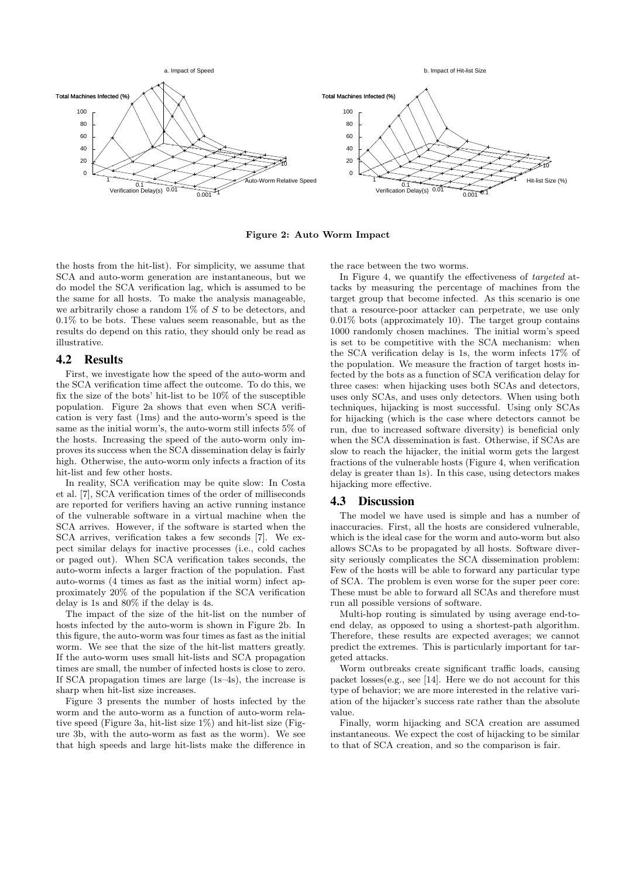Figure 2: Auto Worm Impact

the hosts from the hit-list). For simplicity, we assume that SCA and auto-worm generation are instantaneous, but we do model the SCA verification lag, which is assumed to be the same for all hosts. To make the analysis manageable, we arbitrarily chose a random 1% of $S$ to be detectors, and 0.1% to be bots. These values seem reasonable, but as the results do depend on this ratio, they should only be read as illustrative.

## 4.2 Results

First, we investigate how the speed of the auto-worm and the SCA verification time affect the outcome. To do this, we fix the size of the bots' hit-list to be 10% of the susceptible population. Figure 2a shows that even when SCA verification is very fast (1ms) and the auto-worm's speed is the same as the initial worm's, the auto-worm still infects 5% of the hosts. Increasing the speed of the auto-worm only improves its success when the SCA dissemination delay is fairly high. Otherwise, the auto-worm only infects a fraction of its hit-list and few other hosts.

In reality, SCA verification may be quite slow: In Costa et al. [7], SCA verification times of the order of milliseconds are reported for verifiers having an active running instance of the vulnerable software in a virtual machine when the SCA arrives. However, if the software is started when the SCA arrives, verification takes a few seconds [7]. We expect similar delays for inactive processes (i.e., cold caches or paged out). When SCA verification takes seconds, the auto-worm infects a larger fraction of the population. Fast auto-worms (4 times as fast as the initial worm) infect approximately 20% of the population if the SCA verification delay is 1s and 80% if the delay is 4s.

The impact of the size of the hit-list on the number of hosts infected by the auto-worm is shown in Figure 2b. In this figure, the auto-worm was four times as fast as the initial worm. We see that the size of the hit-list matters greatly. If the auto-worm uses small hit-lists and SCA propagation times are small, the number of infected hosts is close to zero. If SCA propagation times are large (1s–4s), the increase is sharp when hit-list size increases.

Figure 3 presents the number of hosts infected by the worm and the auto-worm as a function of auto-worm relative speed (Figure 3a, hit-list size 1%) and hit-list size (Figure 3b, with the auto-worm as fast as the worm). We see that high speeds and large hit-lists make the difference in the race between the two worms.

In Figure 4, we quantify the effectiveness of *targeted* attacks by measuring the percentage of machines from the target group that become infected. As this scenario is one that a resource-poor attacker can perpetrate, we use only 0.01% bots (approximately 10). The target group contains 1000 randomly chosen machines. The initial worm's speed is set to be competitive with the SCA mechanism: when the SCA verification delay is 1s, the worm infects 17% of the population. We measure the fraction of target hosts infected by the bots as a function of SCA verification delay for three cases: when hijacking uses both SCAs and detectors, uses only SCAs, and uses only detectors. When using both techniques, hijacking is most successful. Using only SCAs for hijacking (which is the case where detectors cannot be run, due to increased software diversity) is beneficial only when the SCA dissemination is fast. Otherwise, if SCAs are slow to reach the hijacker, the initial worm gets the largest fractions of the vulnerable hosts (Figure 4, when verification delay is greater than 1s). In this case, using detectors makes hijacking more effective.

## 4.3 Discussion

The model we have used is simple and has a number of inaccuracies. First, all the hosts are considered vulnerable, which is the ideal case for the worm and auto-worm but also allows SCAs to be propagated by all hosts. Software diversity seriously complicates the SCA dissemination problem: Few of the hosts will be able to forward any particular type of SCA. The problem is even worse for the super peer core: These must be able to forward all SCAs and therefore must run all possible versions of software.

Multi-hop routing is simulated by using average end-to-end delay, as opposed to using a shortest-path algorithm. Therefore, these results are expected averages; we cannot predict the extremes. This is particularly important for targeted attacks.

Worm outbreaks create significant traffic loads, causing packet losses(e.g., see [14]. Here we do not account for this type of behavior; we are more interested in the relative variation of the hijacker's success rate rather than the absolute value.

Finally, worm hijacking and SCA creation are assumed instantaneous. We expect the cost of hijacking to be similar to that of SCA creation, and so the comparison is fair.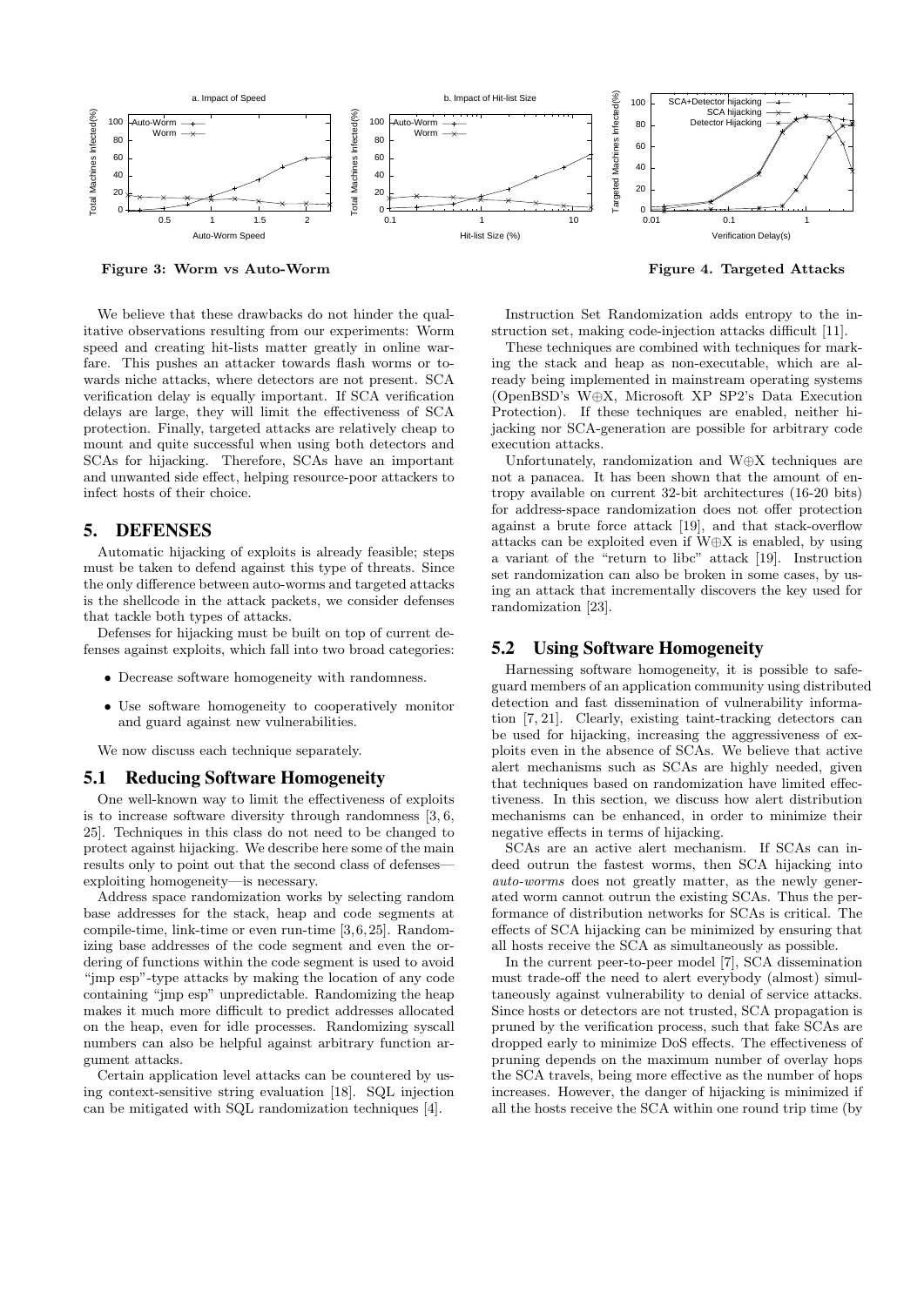Figure 3: Worm vs Auto-Worm

Figure 4. Targeted Attacks

We believe that these drawbacks do not hinder the qualitative observations resulting from our experiments: Worm speed and creating hit-lists matter greatly in online warfare. This pushes an attacker towards flash worms or towards niche attacks, where detectors are not present. SCA verification delay is equally important. If SCA verification delays are large, they will limit the effectiveness of SCA protection. Finally, targeted attacks are relatively cheap to mount and quite successful when using both detectors and SCAs for hijacking. Therefore, SCAs have an important and unwanted side effect, helping resource-poor attackers to infect hosts of their choice.

## 5. DEFENSES

Automatic hijacking of exploits is already feasible; steps must be taken to defend against this type of threats. Since the only difference between auto-worms and targeted attacks is the shellcode in the attack packets, we consider defenses that tackle both types of attacks.

Defenses for hijacking must be built on top of current defenses against exploits, which fall into two broad categories:

- Decrease software homogeneity with randomness.
- Use software homogeneity to cooperatively monitor and guard against new vulnerabilities.

We now discuss each technique separately.

### 5.1 Reducing Software Homogeneity

One well-known way to limit the effectiveness of exploits is to increase software diversity through randomness [3, 6, 25]. Techniques in this class do not need to be changed to protect against hijacking. We describe here some of the main results only to point out that the second class of defenses—exploiting homogeneity—is necessary.

Address space randomization works by selecting random base addresses for the stack, heap and code segments at compile-time, link-time or even run-time [3, 6, 25]. Randomizing base addresses of the code segment and even the ordering of functions within the code segment is used to avoid "jmp esp"-type attacks by making the location of any code containing "jmp esp" unpredictable. Randomizing the heap makes it much more difficult to predict addresses allocated on the heap, even for idle processes. Randomizing syscall numbers can also be helpful against arbitrary function argument attacks.

Certain application level attacks can be countered by using context-sensitive string evaluation [18]. SQL injection can be mitigated with SQL randomization techniques [4].

Instruction Set Randomization adds entropy to the instruction set, making code-injection attacks difficult [11].

These techniques are combined with techniques for marking the stack and heap as non-executable, which are already being implemented in mainstream operating systems (OpenBSD's W⊕X, Microsoft XP SP2's Data Execution Protection). If these techniques are enabled, neither hijacking nor SCA-generation are possible for arbitrary code execution attacks.

Unfortunately, randomization and W⊕X techniques are not a panacea. It has been shown that the amount of entropy available on current 32-bit architectures (16-20 bits) for address-space randomization does not offer protection against a brute force attack [19], and that stack-overflow attacks can be exploited even if W⊕X is enabled, by using a variant of the "return to libc" attack [19]. Instruction set randomization can also be broken in some cases, by using an attack that incrementally discovers the key used for randomization [23].

### 5.2 Using Software Homogeneity

Harnessing software homogeneity, it is possible to safeguard members of an application community using distributed detection and fast dissemination of vulnerability information [7, 21]. Clearly, existing taint-tracking detectors can be used for hijacking, increasing the aggressiveness of exploits even in the absence of SCAs. We believe that active alert mechanisms such as SCAs are highly needed, given that techniques based on randomization have limited effectiveness. In this section, we discuss how alert distribution mechanisms can be enhanced, in order to minimize their negative effects in terms of hijacking.

SCAs are an active alert mechanism. If SCAs can indeed outrun the fastest worms, then SCA hijacking into *auto-worms* does not greatly matter, as the newly generated worm cannot outrun the existing SCAs. Thus the performance of distribution networks for SCAs is critical. The effects of SCA hijacking can be minimized by ensuring that all hosts receive the SCA as simultaneously as possible.

In the current peer-to-peer model [7], SCA dissemination must trade-off the need to alert everybody (almost) simultaneously against vulnerability to denial of service attacks. Since hosts or detectors are not trusted, SCA propagation is pruned by the verification process, such that fake SCAs are dropped early to minimize DoS effects. The effectiveness of pruning depends on the maximum number of overlay hops the SCA travels, being more effective as the number of hops increases. However, the danger of hijacking is minimized if all the hosts receive the SCA within one round trip time (by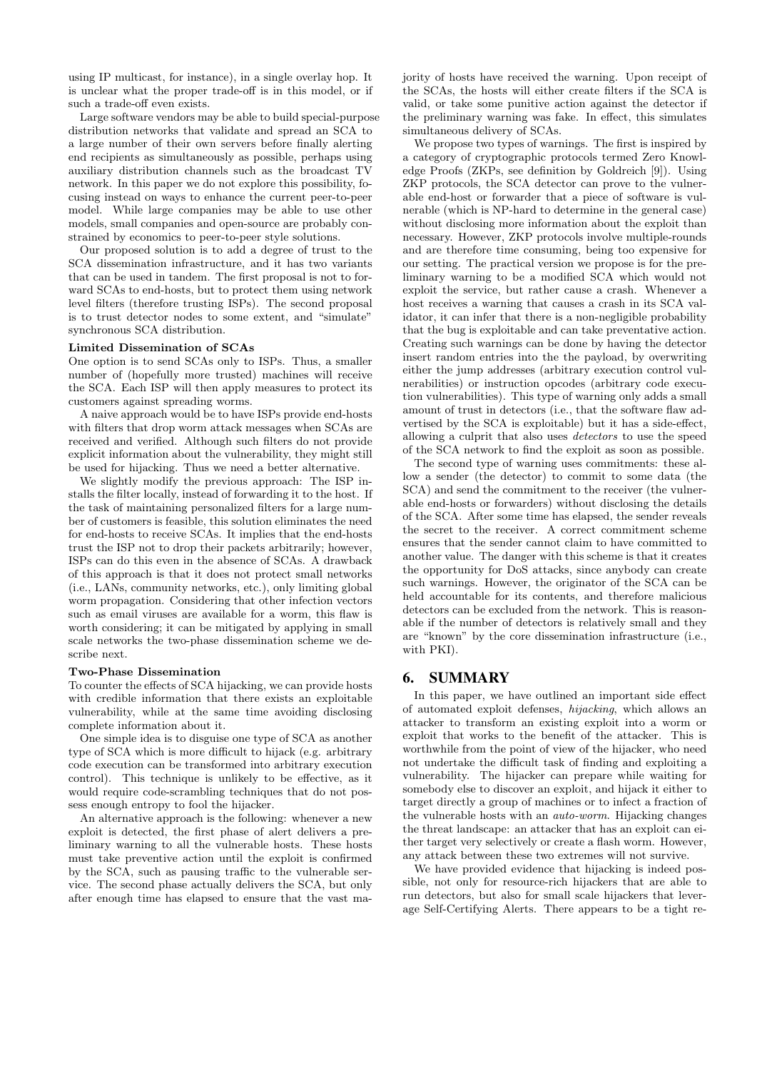using IP multicast, for instance), in a single overlay hop. It is unclear what the proper trade-off is in this model, or if such a trade-off even exists.

Large software vendors may be able to build special-purpose distribution networks that validate and spread an SCA to a large number of their own servers before finally alerting end recipients as simultaneously as possible, perhaps using auxiliary distribution channels such as the broadcast TV network. In this paper we do not explore this possibility, focusing instead on ways to enhance the current peer-to-peer model. While large companies may be able to use other models, small companies and open-source are probably constrained by economics to peer-to-peer style solutions.

Our proposed solution is to add a degree of trust to the SCA dissemination infrastructure, and it has two variants that can be used in tandem. The first proposal is not to forward SCAs to end-hosts, but to protect them using network level filters (therefore trusting ISPs). The second proposal is to trust detector nodes to some extent, and "simulate" synchronous SCA distribution.

**Limited Dissemination of SCAs**

One option is to send SCAs only to ISPs. Thus, a smaller number of (hopefully more trusted) machines will receive the SCA. Each ISP will then apply measures to protect its customers against spreading worms.

A naive approach would be to have ISPs provide end-hosts with filters that drop worm attack messages when SCAs are received and verified. Although such filters do not provide explicit information about the vulnerability, they might still be used for hijacking. Thus we need a better alternative.

We slightly modify the previous approach: The ISP installs the filter locally, instead of forwarding it to the host. If the task of maintaining personalized filters for a large number of customers is feasible, this solution eliminates the need for end-hosts to receive SCAs. It implies that the end-hosts trust the ISP not to drop their packets arbitrarily; however, ISPs can do this even in the absence of SCAs. A drawback of this approach is that it does not protect small networks (i.e., LANs, community networks, etc.), only limiting global worm propagation. Considering that other infection vectors such as email viruses are available for a worm, this flaw is worth considering; it can be mitigated by applying in small scale networks the two-phase dissemination scheme we describe next.

**Two-Phase Dissemination**

To counter the effects of SCA hijacking, we can provide hosts with credible information that there exists an exploitable vulnerability, while at the same time avoiding disclosing complete information about it.

One simple idea is to disguise one type of SCA as another type of SCA which is more difficult to hijack (e.g. arbitrary code execution can be transformed into arbitrary execution control). This technique is unlikely to be effective, as it would require code-scrambling techniques that do not possess enough entropy to fool the hijacker.

An alternative approach is the following: whenever a new exploit is detected, the first phase of alert delivers a preliminary warning to all the vulnerable hosts. These hosts must take preventive action until the exploit is confirmed by the SCA, such as pausing traffic to the vulnerable service. The second phase actually delivers the SCA, but only after enough time has elapsed to ensure that the vast majority of hosts have received the warning. Upon receipt of the SCAs, the hosts will either create filters if the SCA is valid, or take some punitive action against the detector if the preliminary warning was fake. In effect, this simulates simultaneous delivery of SCAs.

We propose two types of warnings. The first is inspired by a category of cryptographic protocols termed Zero Knowledge Proofs (ZKPs, see definition by Goldreich [9]). Using ZKP protocols, the SCA detector can prove to the vulnerable end-host or forwarder that a piece of software is vulnerable (which is NP-hard to determine in the general case) without disclosing more information about the exploit than necessary. However, ZKP protocols involve multiple-rounds and are therefore time consuming, being too expensive for our setting. The practical version we propose is for the preliminary warning to be a modified SCA which would not exploit the service, but rather cause a crash. Whenever a host receives a warning that causes a crash in its SCA validator, it can infer that there is a non-negligible probability that the bug is exploitable and can take preventative action. Creating such warnings can be done by having the detector insert random entries into the the payload, by overwriting either the jump addresses (arbitrary execution control vulnerabilities) or instruction opcodes (arbitrary code execution vulnerabilities). This type of warning only adds a small amount of trust in detectors (i.e., that the software flaw advertised by the SCA is exploitable) but it has a side-effect, allowing a culprit that also uses *detectors* to use the speed of the SCA network to find the exploit as soon as possible.

The second type of warning uses commitments: these allow a sender (the detector) to commit to some data (the SCA) and send the commitment to the receiver (the vulnerable end-hosts or forwarders) without disclosing the details of the SCA. After some time has elapsed, the sender reveals the secret to the receiver. A correct commitment scheme ensures that the sender cannot claim to have committed to another value. The danger with this scheme is that it creates the opportunity for DoS attacks, since anybody can create such warnings. However, the originator of the SCA can be held accountable for its contents, and therefore malicious detectors can be excluded from the network. This is reasonable if the number of detectors is relatively small and they are "known" by the core dissemination infrastructure (i.e., with PKI).

# 6. SUMMARY

In this paper, we have outlined an important side effect of automated exploit defenses, *hijacking*, which allows an attacker to transform an existing exploit into a worm or exploit that works to the benefit of the attacker. This is worthwhile from the point of view of the hijacker, who need not undertake the difficult task of finding and exploiting a vulnerability. The hijacker can prepare while waiting for somebody else to discover an exploit, and hijack it either to target directly a group of machines or to infect a fraction of the vulnerable hosts with an *auto-worm*. Hijacking changes the threat landscape: an attacker that has an exploit can either target very selectively or create a flash worm. However, any attack between these two extremes will not survive.

We have provided evidence that hijacking is indeed possible, not only for resource-rich hijackers that are able to run detectors, but also for small scale hijackers that leverage Self-Certifying Alerts. There appears to be a tight re-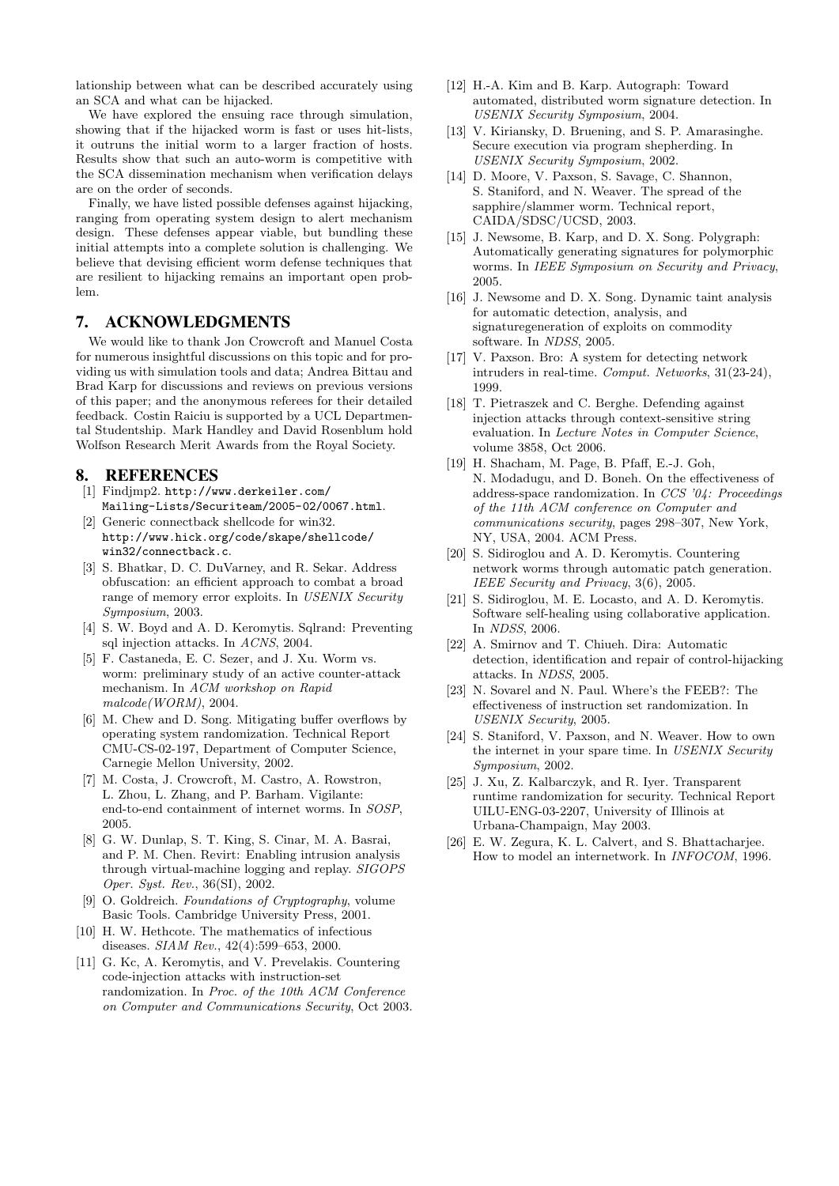lationship between what can be described accurately using an SCA and what can be hijacked.

We have explored the ensuing race through simulation, showing that if the hijacked worm is fast or uses hit-lists, it outruns the initial worm to a larger fraction of hosts. Results show that such an auto-worm is competitive with the SCA dissemination mechanism when verification delays are on the order of seconds.

Finally, we have listed possible defenses against hijacking, ranging from operating system design to alert mechanism design. These defenses appear viable, but bundling these initial attempts into a complete solution is challenging. We believe that devising efficient worm defense techniques that are resilient to hijacking remains an important open problem.

## 7. ACKNOWLEDGMENTS

We would like to thank Jon Crowcroft and Manuel Costa for numerous insightful discussions on this topic and for providing us with simulation tools and data; Andrea Bittau and Brad Karp for discussions and reviews on previous versions of this paper; and the anonymous referees for their detailed feedback. Costin Raiciu is supported by a UCL Departmental Studentship. Mark Handley and David Rosenblum hold Wolfson Research Merit Awards from the Royal Society.

## 8. REFERENCES

[1] Findjmp2. http://www.derkeiler.com/Mailing-Lists/Securiteam/2005-02/0067.html.

[2] Generic connectback shellcode for win32. http://www.hick.org/code/skape/shellcode/win32/connectback.c.

[3] S. Bhatkar, D. C. DuVarney, and R. Sekar. Address obfuscation: an efficient approach to combat a broad range of memory error exploits. In *USENIX Security Symposium*, 2003.

[4] S. W. Boyd and A. D. Keromytis. Sqlrand: Preventing sql injection attacks. In *ACNS*, 2004.

[5] F. Castaneda, E. C. Sezer, and J. Xu. Worm vs. worm: preliminary study of an active counter-attack mechanism. In *ACM workshop on Rapid malcode(WORM)*, 2004.

[6] M. Chew and D. Song. Mitigating buffer overflows by operating system randomization. Technical Report CMU-CS-02-197, Department of Computer Science, Carnegie Mellon University, 2002.

[7] M. Costa, J. Crowcroft, M. Castro, A. Rowstron, L. Zhou, L. Zhang, and P. Barham. Vigilante: end-to-end containment of internet worms. In *SOSP*, 2005.

[8] G. W. Dunlap, S. T. King, S. Cinar, M. A. Basrai, and P. M. Chen. Revirt: Enabling intrusion analysis through virtual-machine logging and replay. *SIGOPS Oper. Syst. Rev.*, 36(SI), 2002.

[9] O. Goldreich. *Foundations of Cryptography*, volume Basic Tools. Cambridge University Press, 2001.

[10] H. W. Hethcote. The mathematics of infectious diseases. *SIAM Rev.*, 42(4):599–653, 2000.

[11] G. Kc, A. Keromytis, and V. Prevelakis. Countering code-injection attacks with instruction-set randomization. In *Proc. of the 10th ACM Conference on Computer and Communications Security*, Oct 2003.

[12] H.-A. Kim and B. Karp. Autograph: Toward automated, distributed worm signature detection. In *USENIX Security Symposium*, 2004.

[13] V. Kiriansky, D. Bruening, and S. P. Amarasinghe. Secure execution via program shepherding. In *USENIX Security Symposium*, 2002.

[14] D. Moore, V. Paxson, S. Savage, C. Shannon, S. Staniford, and N. Weaver. The spread of the sapphire/slammer worm. Technical report, CAIDA/SDSC/UCSD, 2003.

[15] J. Newsome, B. Karp, and D. X. Song. Polygraph: Automatically generating signatures for polymorphic worms. In *IEEE Symposium on Security and Privacy*, 2005.

[16] J. Newsome and D. X. Song. Dynamic taint analysis for automatic detection, analysis, and signaturegeneration of exploits on commodity software. In *NDSS*, 2005.

[17] V. Paxson. Bro: A system for detecting network intruders in real-time. *Comput. Networks*, 31(23-24), 1999.

[18] T. Pietraszek and C. Berghe. Defending against injection attacks through context-sensitive string evaluation. In *Lecture Notes in Computer Science*, volume 3858, Oct 2006.

[19] H. Shacham, M. Page, B. Pfaff, E.-J. Goh, N. Modadugu, and D. Boneh. On the effectiveness of address-space randomization. In *CCS '04: Proceedings of the 11th ACM conference on Computer and communications security*, pages 298–307, New York, NY, USA, 2004. ACM Press.

[20] S. Sidiroglou and A. D. Keromytis. Countering network worms through automatic patch generation. *IEEE Security and Privacy*, 3(6), 2005.

[21] S. Sidiroglou, M. E. Locasto, and A. D. Keromytis. Software self-healing using collaborative application. In *NDSS*, 2006.

[22] A. Smirnov and T. Chiueh. Dira: Automatic detection, identification and repair of control-hijacking attacks. In *NDSS*, 2005.

[23] N. Sovarel and N. Paul. Where's the FEEB?: The effectiveness of instruction set randomization. In *USENIX Security*, 2005.

[24] S. Staniford, V. Paxson, and N. Weaver. How to own the internet in your spare time. In *USENIX Security Symposium*, 2002.

[25] J. Xu, Z. Kalbarczyk, and R. Iyer. Transparent runtime randomization for security. Technical Report UILU-ENG-03-2207, University of Illinois at Urbana-Champaign, May 2003.

[26] E. W. Zegura, K. L. Calvert, and S. Bhattacharjee. How to model an internetwork. In *INFOCOM*, 1996.